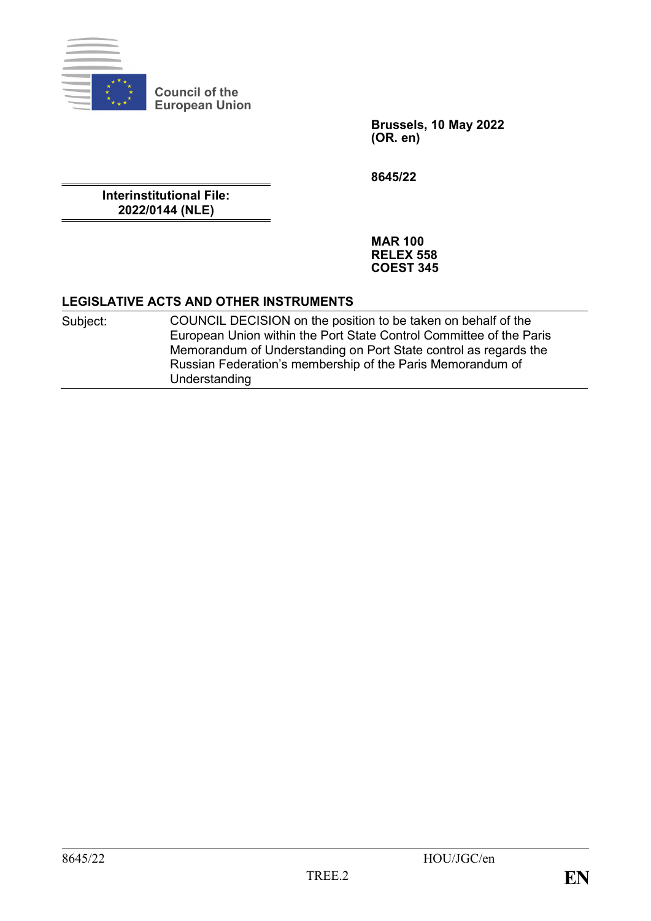Council of the European Union

**Brussels, 10 May 2022**
**(OR. en)**

**8645/22**

**Interinstitutional File:**
**2022/0144 (NLE)**

**MAR 100**
**RELEX 558**
**COEST 345**

**LEGISLATIVE ACTS AND OTHER INSTRUMENTS**

| Subject: | COUNCIL DECISION on the position to be taken on behalf of the European Union within the Port State Control Committee of the Paris Memorandum of Understanding on Port State control as regards the Russian Federation's membership of the Paris Memorandum of Understanding |
|---|---|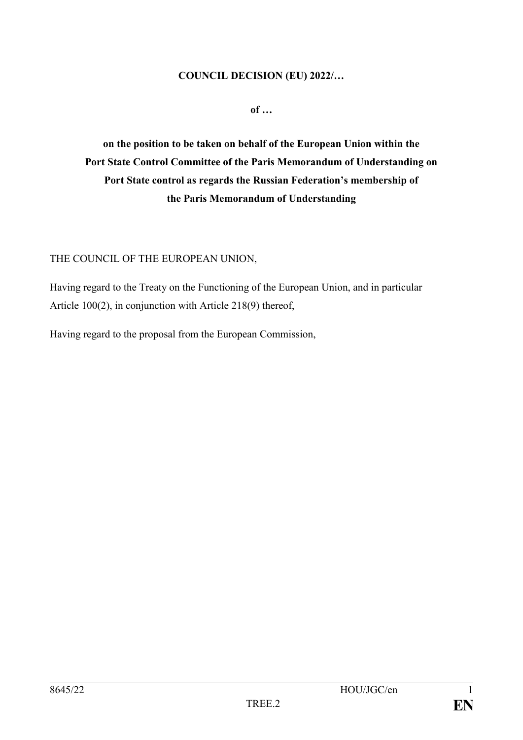**COUNCIL DECISION (EU) 2022/…**

**of …**

**on the position to be taken on behalf of the European Union within the Port State Control Committee of the Paris Memorandum of Understanding on Port State control as regards the Russian Federation's membership of the Paris Memorandum of Understanding**

THE COUNCIL OF THE EUROPEAN UNION,

Having regard to the Treaty on the Functioning of the European Union, and in particular Article 100(2), in conjunction with Article 218(9) thereof,

Having regard to the proposal from the European Commission,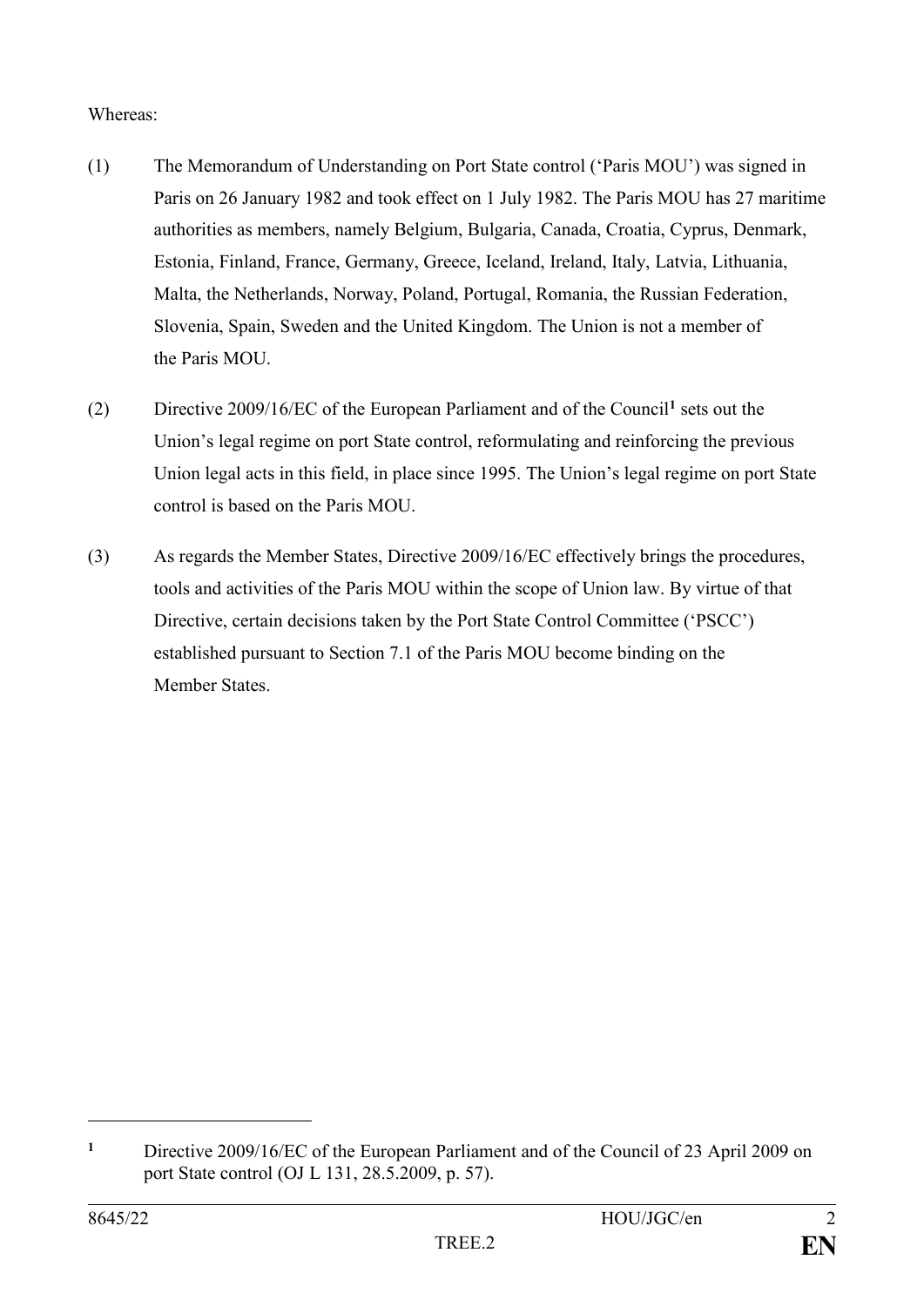Whereas:

(1) The Memorandum of Understanding on Port State control ('Paris MOU') was signed in Paris on 26 January 1982 and took effect on 1 July 1982. The Paris MOU has 27 maritime authorities as members, namely Belgium, Bulgaria, Canada, Croatia, Cyprus, Denmark, Estonia, Finland, France, Germany, Greece, Iceland, Ireland, Italy, Latvia, Lithuania, Malta, the Netherlands, Norway, Poland, Portugal, Romania, the Russian Federation, Slovenia, Spain, Sweden and the United Kingdom. The Union is not a member of the Paris MOU.

(2) Directive 2009/16/EC of the European Parliament and of the Council[1] sets out the Union's legal regime on port State control, reformulating and reinforcing the previous Union legal acts in this field, in place since 1995. The Union's legal regime on port State control is based on the Paris MOU.

(3) As regards the Member States, Directive 2009/16/EC effectively brings the procedures, tools and activities of the Paris MOU within the scope of Union law. By virtue of that Directive, certain decisions taken by the Port State Control Committee ('PSCC') established pursuant to Section 7.1 of the Paris MOU become binding on the Member States.

---

[1] Directive 2009/16/EC of the European Parliament and of the Council of 23 April 2009 on port State control (OJ L 131, 28.5.2009, p. 57).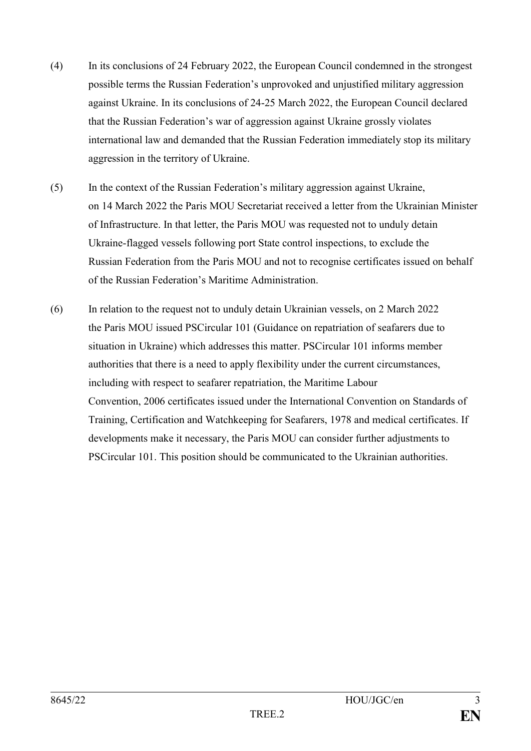(4) In its conclusions of 24 February 2022, the European Council condemned in the strongest possible terms the Russian Federation's unprovoked and unjustified military aggression against Ukraine. In its conclusions of 24-25 March 2022, the European Council declared that the Russian Federation's war of aggression against Ukraine grossly violates international law and demanded that the Russian Federation immediately stop its military aggression in the territory of Ukraine.

(5) In the context of the Russian Federation's military aggression against Ukraine, on 14 March 2022 the Paris MOU Secretariat received a letter from the Ukrainian Minister of Infrastructure. In that letter, the Paris MOU was requested not to unduly detain Ukraine-flagged vessels following port State control inspections, to exclude the Russian Federation from the Paris MOU and not to recognise certificates issued on behalf of the Russian Federation's Maritime Administration.

(6) In relation to the request not to unduly detain Ukrainian vessels, on 2 March 2022 the Paris MOU issued PSCircular 101 (Guidance on repatriation of seafarers due to situation in Ukraine) which addresses this matter. PSCircular 101 informs member authorities that there is a need to apply flexibility under the current circumstances, including with respect to seafarer repatriation, the Maritime Labour Convention, 2006 certificates issued under the International Convention on Standards of Training, Certification and Watchkeeping for Seafarers, 1978 and medical certificates. If developments make it necessary, the Paris MOU can consider further adjustments to PSCircular 101. This position should be communicated to the Ukrainian authorities.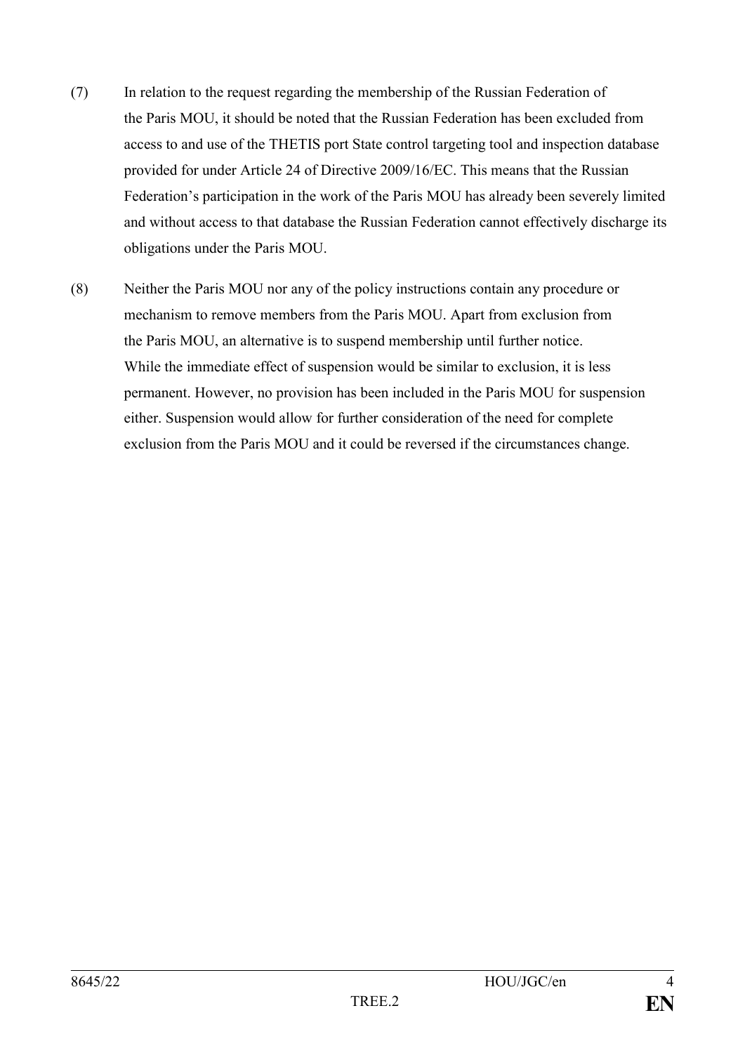(7) In relation to the request regarding the membership of the Russian Federation of the Paris MOU, it should be noted that the Russian Federation has been excluded from access to and use of the THETIS port State control targeting tool and inspection database provided for under Article 24 of Directive 2009/16/EC. This means that the Russian Federation's participation in the work of the Paris MOU has already been severely limited and without access to that database the Russian Federation cannot effectively discharge its obligations under the Paris MOU.

(8) Neither the Paris MOU nor any of the policy instructions contain any procedure or mechanism to remove members from the Paris MOU. Apart from exclusion from the Paris MOU, an alternative is to suspend membership until further notice. While the immediate effect of suspension would be similar to exclusion, it is less permanent. However, no provision has been included in the Paris MOU for suspension either. Suspension would allow for further consideration of the need for complete exclusion from the Paris MOU and it could be reversed if the circumstances change.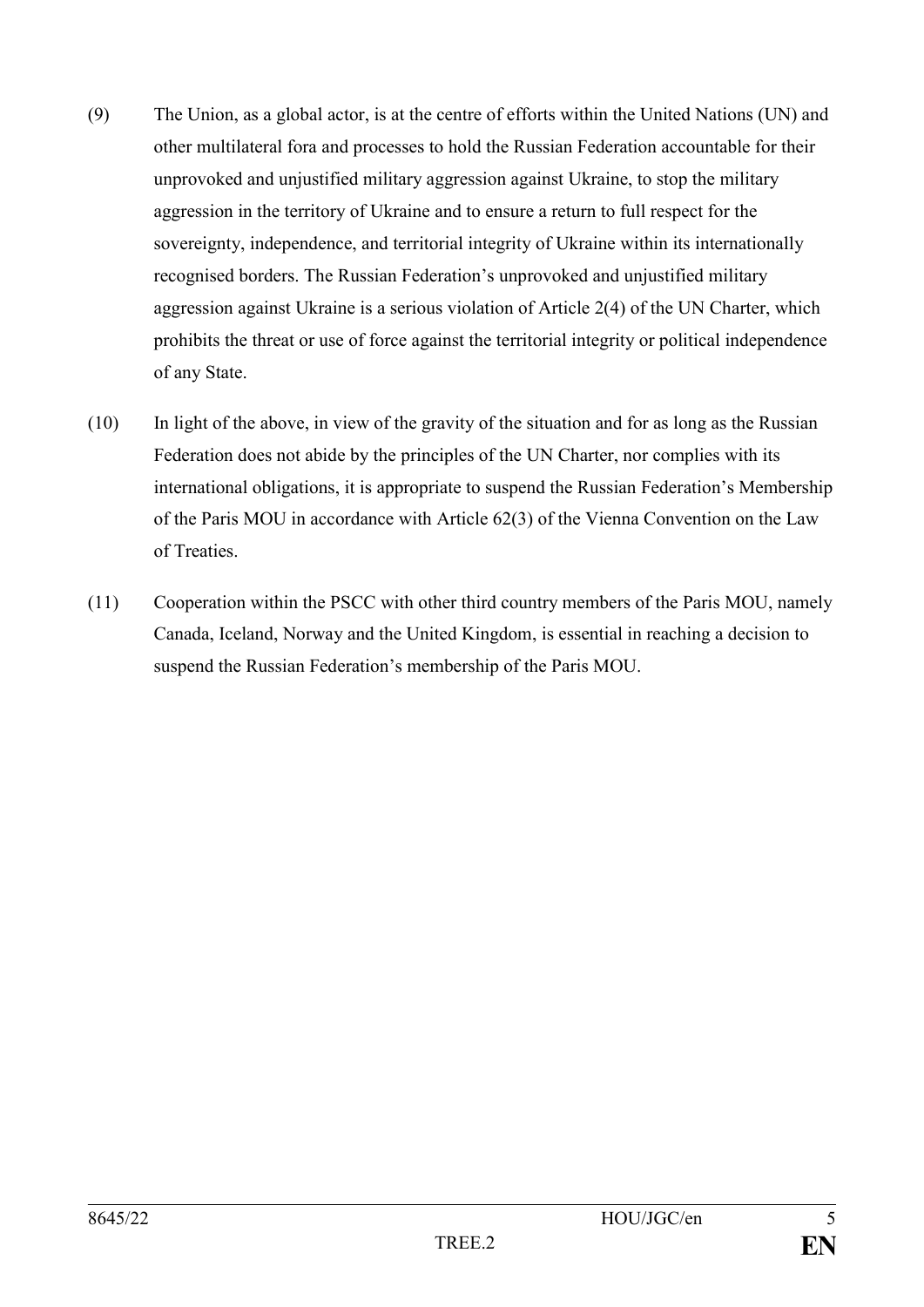(9) The Union, as a global actor, is at the centre of efforts within the United Nations (UN) and other multilateral fora and processes to hold the Russian Federation accountable for their unprovoked and unjustified military aggression against Ukraine, to stop the military aggression in the territory of Ukraine and to ensure a return to full respect for the sovereignty, independence, and territorial integrity of Ukraine within its internationally recognised borders. The Russian Federation's unprovoked and unjustified military aggression against Ukraine is a serious violation of Article 2(4) of the UN Charter, which prohibits the threat or use of force against the territorial integrity or political independence of any State.

(10) In light of the above, in view of the gravity of the situation and for as long as the Russian Federation does not abide by the principles of the UN Charter, nor complies with its international obligations, it is appropriate to suspend the Russian Federation's Membership of the Paris MOU in accordance with Article 62(3) of the Vienna Convention on the Law of Treaties.

(11) Cooperation within the PSCC with other third country members of the Paris MOU, namely Canada, Iceland, Norway and the United Kingdom, is essential in reaching a decision to suspend the Russian Federation's membership of the Paris MOU.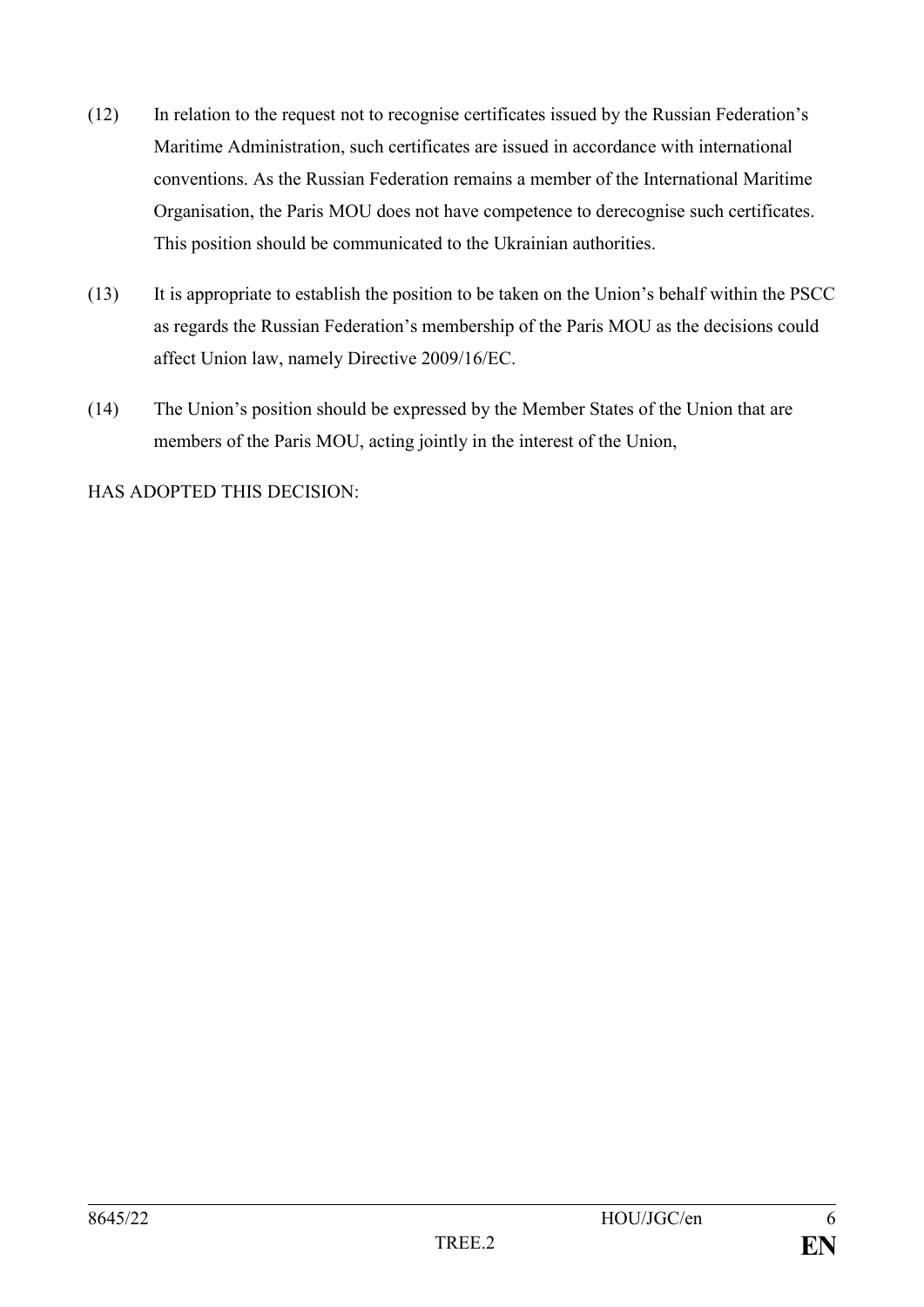(12) In relation to the request not to recognise certificates issued by the Russian Federation's Maritime Administration, such certificates are issued in accordance with international conventions. As the Russian Federation remains a member of the International Maritime Organisation, the Paris MOU does not have competence to derecognise such certificates. This position should be communicated to the Ukrainian authorities.

(13) It is appropriate to establish the position to be taken on the Union's behalf within the PSCC as regards the Russian Federation's membership of the Paris MOU as the decisions could affect Union law, namely Directive 2009/16/EC.

(14) The Union's position should be expressed by the Member States of the Union that are members of the Paris MOU, acting jointly in the interest of the Union,

HAS ADOPTED THIS DECISION: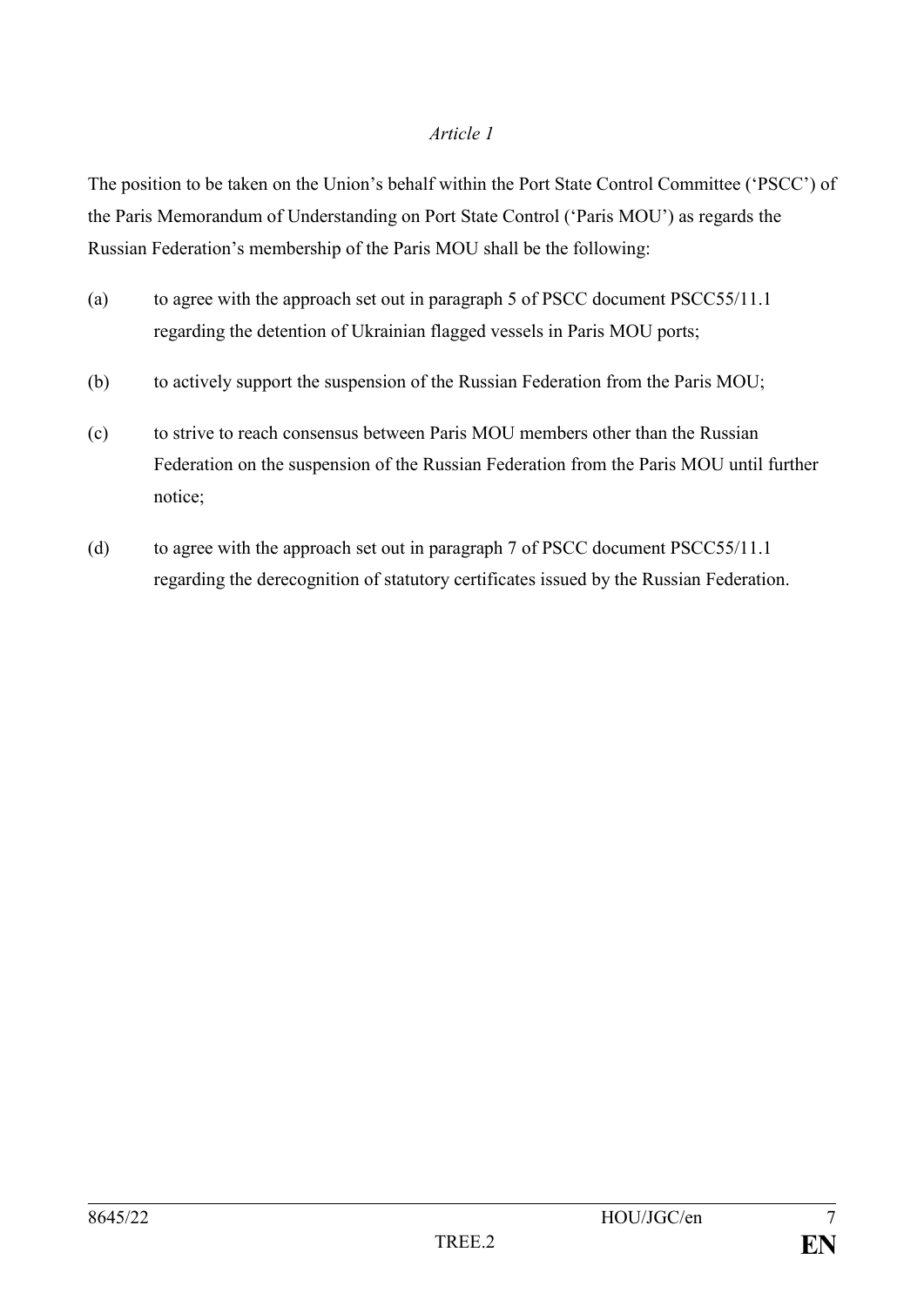*Article 1*

The position to be taken on the Union's behalf within the Port State Control Committee ('PSCC') of the Paris Memorandum of Understanding on Port State Control ('Paris MOU') as regards the Russian Federation's membership of the Paris MOU shall be the following:

(a) to agree with the approach set out in paragraph 5 of PSCC document PSCC55/11.1 regarding the detention of Ukrainian flagged vessels in Paris MOU ports;

(b) to actively support the suspension of the Russian Federation from the Paris MOU;

(c) to strive to reach consensus between Paris MOU members other than the Russian Federation on the suspension of the Russian Federation from the Paris MOU until further notice;

(d) to agree with the approach set out in paragraph 7 of PSCC document PSCC55/11.1 regarding the derecognition of statutory certificates issued by the Russian Federation.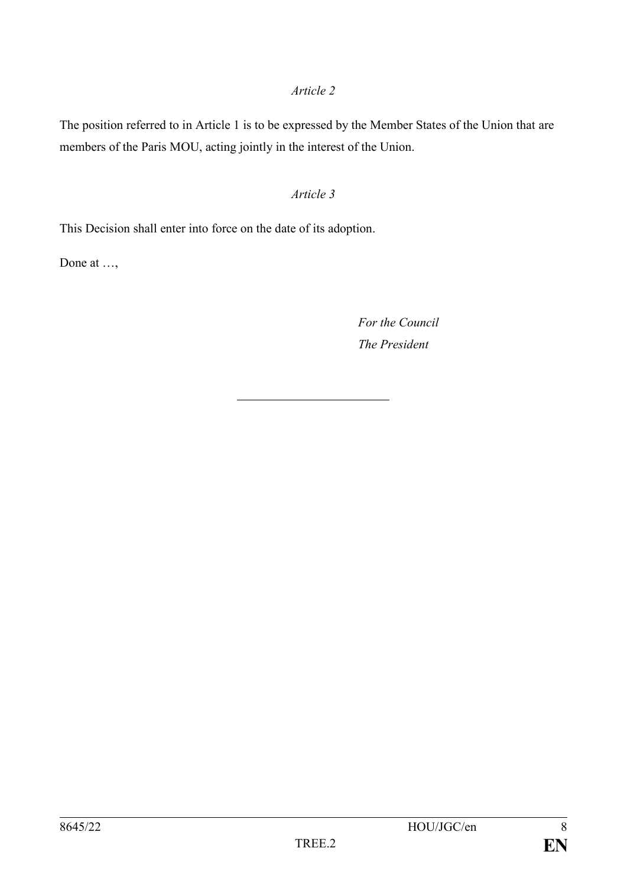*Article 2*

The position referred to in Article 1 is to be expressed by the Member States of the Union that are members of the Paris MOU, acting jointly in the interest of the Union.

*Article 3*

This Decision shall enter into force on the date of its adoption.

Done at …,

*For the Council*
*The President*